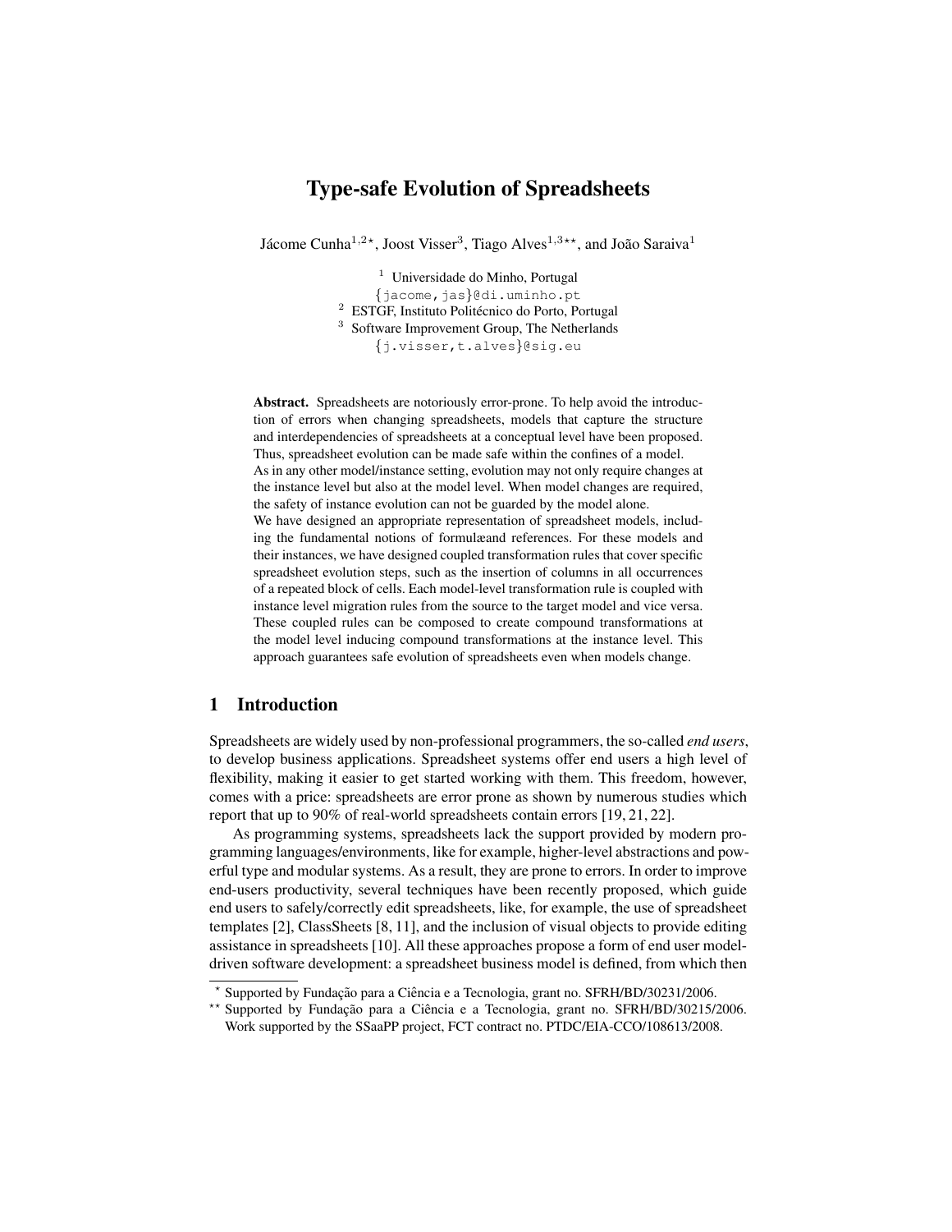# Type-safe Evolution of Spreadsheets

Jácome Cunha[1,2⋆], Joost Visser[3], Tiago Alves[1,3⋆⋆], and João Saraiva[1]

[1] Universidade do Minho, Portugal
{jacome,jas}@di.uminho.pt
[2] ESTGF, Instituto Politécnico do Porto, Portugal
[3] Software Improvement Group, The Netherlands
{j.visser,t.alves}@sig.eu

**Abstract.** Spreadsheets are notoriously error-prone. To help avoid the introduction of errors when changing spreadsheets, models that capture the structure and interdependencies of spreadsheets at a conceptual level have been proposed. Thus, spreadsheet evolution can be made safe within the confines of a model. As in any other model/instance setting, evolution may not only require changes at the instance level but also at the model level. When model changes are required, the safety of instance evolution can not be guarded by the model alone.
We have designed an appropriate representation of spreadsheet models, including the fundamental notions of formulæand references. For these models and their instances, we have designed coupled transformation rules that cover specific spreadsheet evolution steps, such as the insertion of columns in all occurrences of a repeated block of cells. Each model-level transformation rule is coupled with instance level migration rules from the source to the target model and vice versa. These coupled rules can be composed to create compound transformations at the model level inducing compound transformations at the instance level. This approach guarantees safe evolution of spreadsheets even when models change.

## 1 Introduction

Spreadsheets are widely used by non-professional programmers, the so-called *end users*, to develop business applications. Spreadsheet systems offer end users a high level of flexibility, making it easier to get started working with them. This freedom, however, comes with a price: spreadsheets are error prone as shown by numerous studies which report that up to 90% of real-world spreadsheets contain errors [19, 21, 22].

As programming systems, spreadsheets lack the support provided by modern programming languages/environments, like for example, higher-level abstractions and powerful type and modular systems. As a result, they are prone to errors. In order to improve end-users productivity, several techniques have been recently proposed, which guide end users to safely/correctly edit spreadsheets, like, for example, the use of spreadsheet templates [2], ClassSheets [8, 11], and the inclusion of visual objects to provide editing assistance in spreadsheets [10]. All these approaches propose a form of end user model-driven software development: a spreadsheet business model is defined, from which then

⋆ Supported by Fundação para a Ciência e a Tecnologia, grant no. SFRH/BD/30231/2006.

⋆⋆ Supported by Fundação para a Ciência e a Tecnologia, grant no. SFRH/BD/30215/2006.
Work supported by the SSaaPP project, FCT contract no. PTDC/EIA-CCO/108613/2008.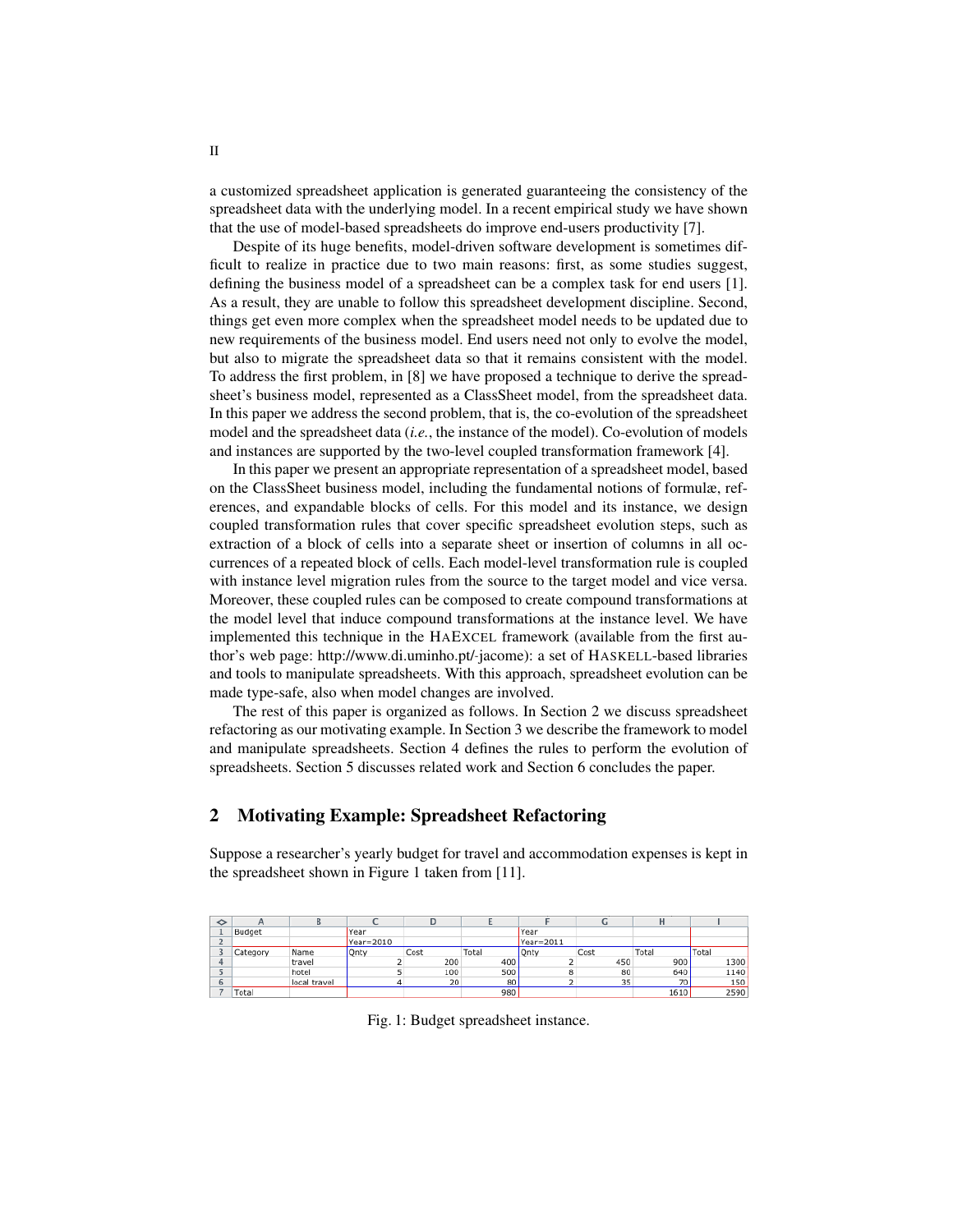a customized spreadsheet application is generated guaranteeing the consistency of the spreadsheet data with the underlying model. In a recent empirical study we have shown that the use of model-based spreadsheets do improve end-users productivity [7].

Despite of its huge benefits, model-driven software development is sometimes difficult to realize in practice due to two main reasons: first, as some studies suggest, defining the business model of a spreadsheet can be a complex task for end users [1]. As a result, they are unable to follow this spreadsheet development discipline. Second, things get even more complex when the spreadsheet model needs to be updated due to new requirements of the business model. End users need not only to evolve the model, but also to migrate the spreadsheet data so that it remains consistent with the model. To address the first problem, in [8] we have proposed a technique to derive the spreadsheet's business model, represented as a ClassSheet model, from the spreadsheet data. In this paper we address the second problem, that is, the co-evolution of the spreadsheet model and the spreadsheet data (*i.e.*, the instance of the model). Co-evolution of models and instances are supported by the two-level coupled transformation framework [4].

In this paper we present an appropriate representation of a spreadsheet model, based on the ClassSheet business model, including the fundamental notions of formulæ, references, and expandable blocks of cells. For this model and its instance, we design coupled transformation rules that cover specific spreadsheet evolution steps, such as extraction of a block of cells into a separate sheet or insertion of columns in all occurrences of a repeated block of cells. Each model-level transformation rule is coupled with instance level migration rules from the source to the target model and vice versa. Moreover, these coupled rules can be composed to create compound transformations at the model level that induce compound transformations at the instance level. We have implemented this technique in the HAEXCEL framework (available from the first author's web page: http://www.di.uminho.pt/~jacome): a set of HASKELL-based libraries and tools to manipulate spreadsheets. With this approach, spreadsheet evolution can be made type-safe, also when model changes are involved.

The rest of this paper is organized as follows. In Section 2 we discuss spreadsheet refactoring as our motivating example. In Section 3 we describe the framework to model and manipulate spreadsheets. Section 4 defines the rules to perform the evolution of spreadsheets. Section 5 discusses related work and Section 6 concludes the paper.

## 2 Motivating Example: Spreadsheet Refactoring

Suppose a researcher's yearly budget for travel and accommodation expenses is kept in the spreadsheet shown in Figure 1 taken from [11].

| | A | B | C | D | E | F | G | H | I |
|---|---|---|---|---|---|---|---|---|---|
| 1 | Budget | | Year | | | Year | | | |
| 2 | | | Year=2010 | | | Year=2011 | | | |
| 3 | Category | Name | Qnty | Cost | Total | Qnty | Cost | Total | Total |
| 4 | | travel | 2 | 200 | 400 | 2 | 450 | 900 | 1300 |
| 5 | | hotel | 5 | 100 | 500 | 8 | 80 | 640 | 1140 |
| 6 | | local travel | 4 | 20 | 80 | 2 | 35 | 70 | 150 |
| 7 | Total | | | | 980 | | | 1610 | 2590 |

Fig. 1: Budget spreadsheet instance.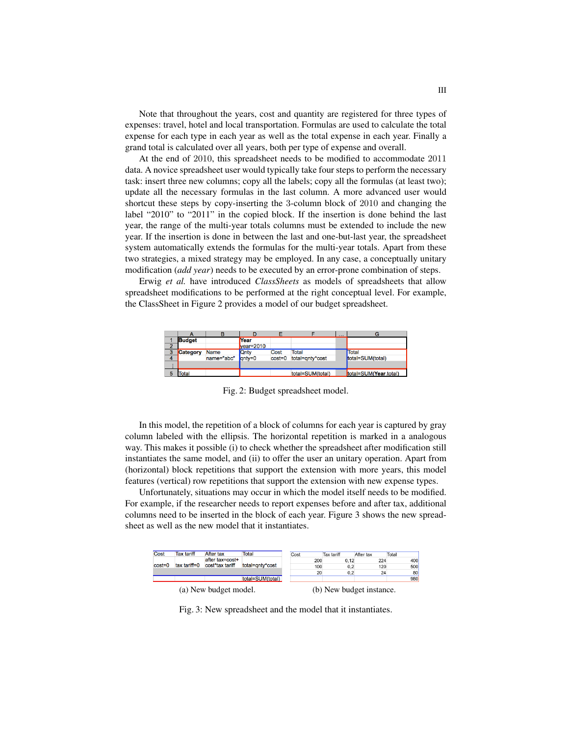Note that throughout the years, cost and quantity are registered for three types of expenses: travel, hotel and local transportation. Formulas are used to calculate the total expense for each type in each year as well as the total expense in each year. Finally a grand total is calculated over all years, both per type of expense and overall.

At the end of 2010, this spreadsheet needs to be modified to accommodate 2011 data. A novice spreadsheet user would typically take four steps to perform the necessary task: insert three new columns; copy all the labels; copy all the formulas (at least two); update all the necessary formulas in the last column. A more advanced user would shortcut these steps by copy-inserting the 3-column block of 2010 and changing the label "2010" to "2011" in the copied block. If the insertion is done behind the last year, the range of the multi-year totals columns must be extended to include the new year. If the insertion is done in between the last and one-but-last year, the spreadsheet system automatically extends the formulas for the multi-year totals. Apart from these two strategies, a mixed strategy may be employed. In any case, a conceptually unitary modification (*add year*) needs to be executed by an error-prone combination of steps.

Erwig *et al.* have introduced *ClassSheets* as models of spreadsheets that allow spreadsheet modifications to be performed at the right conceptual level. For example, the ClassSheet in Figure 2 provides a model of our budget spreadsheet.

| | A | B | D | E | F | ... | G |
|---|---|---|---|---|---|---|---|
| 1 | **Budget** | | **Year** | | | | |
| 2 | | | year=2010 | | | | |
| 3 | **Category** | Name | Qnty | Cost | Total | | Total |
| 4 | | name="abc" | qnty=0 | cost=0 | total=qnty*cost | | total=SUM(total) |
| ⋮ | | | | | | | |
| 5 | Total | | | | total=SUM(total) | | total=SUM(**Year**.total) |

Fig. 2: Budget spreadsheet model.

In this model, the repetition of a block of columns for each year is captured by gray column labeled with the ellipsis. The horizontal repetition is marked in a analogous way. This makes it possible (i) to check whether the spreadsheet after modification still instantiates the same model, and (ii) to offer the user an unitary operation. Apart from (horizontal) block repetitions that support the extension with more years, this model features (vertical) row repetitions that support the extension with new expense types.

Unfortunately, situations may occur in which the model itself needs to be modified. For example, if the researcher needs to report expenses before and after tax, additional columns need to be inserted in the block of each year. Figure 3 shows the new spreadsheet as well as the new model that it instantiates.

| Cost | Tax tariff | After tax | Total |
|---|---|---|---|
| cost=0 | tax tariff=0 | after tax=cost+ cost*tax tariff | total=qnty*cost |
| | | | |
| | | | total=SUM(total) |

(a) New budget model.

| Cost | Tax tariff | After tax | Total |
|---|---|---|---|
| 200 | 0,12 | 224 | 400 |
| 100 | 0,2 | 120 | 500 |
| 20 | 0,2 | 24 | 80 |
| | | | 980 |

(b) New budget instance.

Fig. 3: New spreadsheet and the model that it instantiates.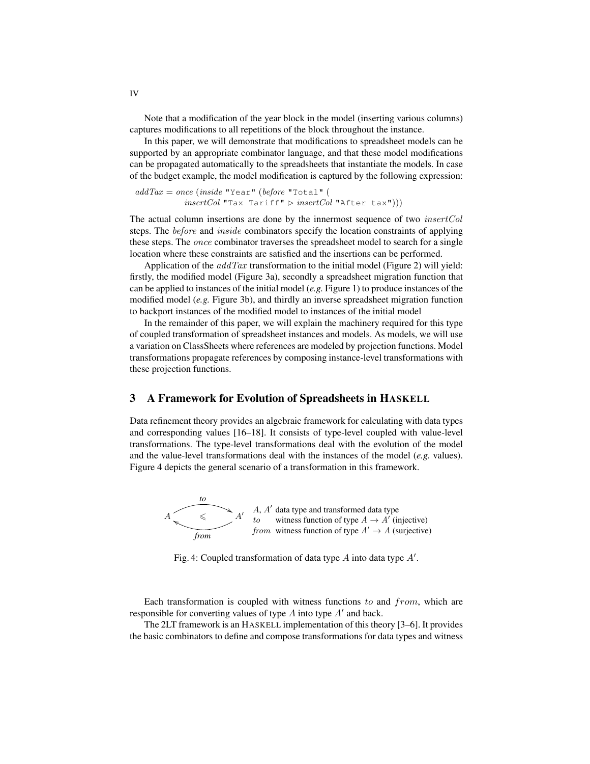Note that a modification of the year block in the model (inserting various columns) captures modifications to all repetitions of the block throughout the instance.

In this paper, we will demonstrate that modifications to spreadsheet models can be supported by an appropriate combinator language, and that these model modifications can be propagated automatically to the spreadsheets that instantiate the models. In case of the budget example, the model modification is captured by the following expression:

$addTax = once\ (inside$ `"Year"` $(before$ `"Total"` (
  $insertCol$ `"Tax Tariff"` $\triangleright$ $insertCol$ `"After tax"`)))

The actual column insertions are done by the innermost sequence of two $insertCol$ steps. The $before$ and $inside$ combinators specify the location constraints of applying these steps. The $once$ combinator traverses the spreadsheet model to search for a single location where these constraints are satisfied and the insertions can be performed.

Application of the $addTax$ transformation to the initial model (Figure 2) will yield: firstly, the modified model (Figure 3a), secondly a spreadsheet migration function that can be applied to instances of the initial model (*e.g.* Figure 1) to produce instances of the modified model (*e.g.* Figure 3b), and thirdly an inverse spreadsheet migration function to backport instances of the modified model to instances of the initial model

In the remainder of this paper, we will explain the machinery required for this type of coupled transformation of spreadsheet instances and models. As models, we will use a variation on ClassSheets where references are modeled by projection functions. Model transformations propagate references by composing instance-level transformations with these projection functions.

## 3 A Framework for Evolution of Spreadsheets in HASKELL

Data refinement theory provides an algebraic framework for calculating with data types and corresponding values [16–18]. It consists of type-level coupled with value-level transformations. The type-level transformations deal with the evolution of the model and the value-level transformations deal with the instances of the model (*e.g.* values). Figure 4 depicts the general scenario of a transformation in this framework.

$$A \underset{from}{\overset{to}{\rightleftarrows}} A' \quad (\leqslant)$$

$A$, $A'$ data type and transformed data type
$to$ witness function of type $A \rightarrow A'$ (injective)
$from$ witness function of type $A' \rightarrow A$ (surjective)

Fig. 4: Coupled transformation of data type $A$ into data type $A'$.

Each transformation is coupled with witness functions $to$ and $from$, which are responsible for converting values of type $A$ into type $A'$ and back.

The 2LT framework is an HASKELL implementation of this theory [3–6]. It provides the basic combinators to define and compose transformations for data types and witness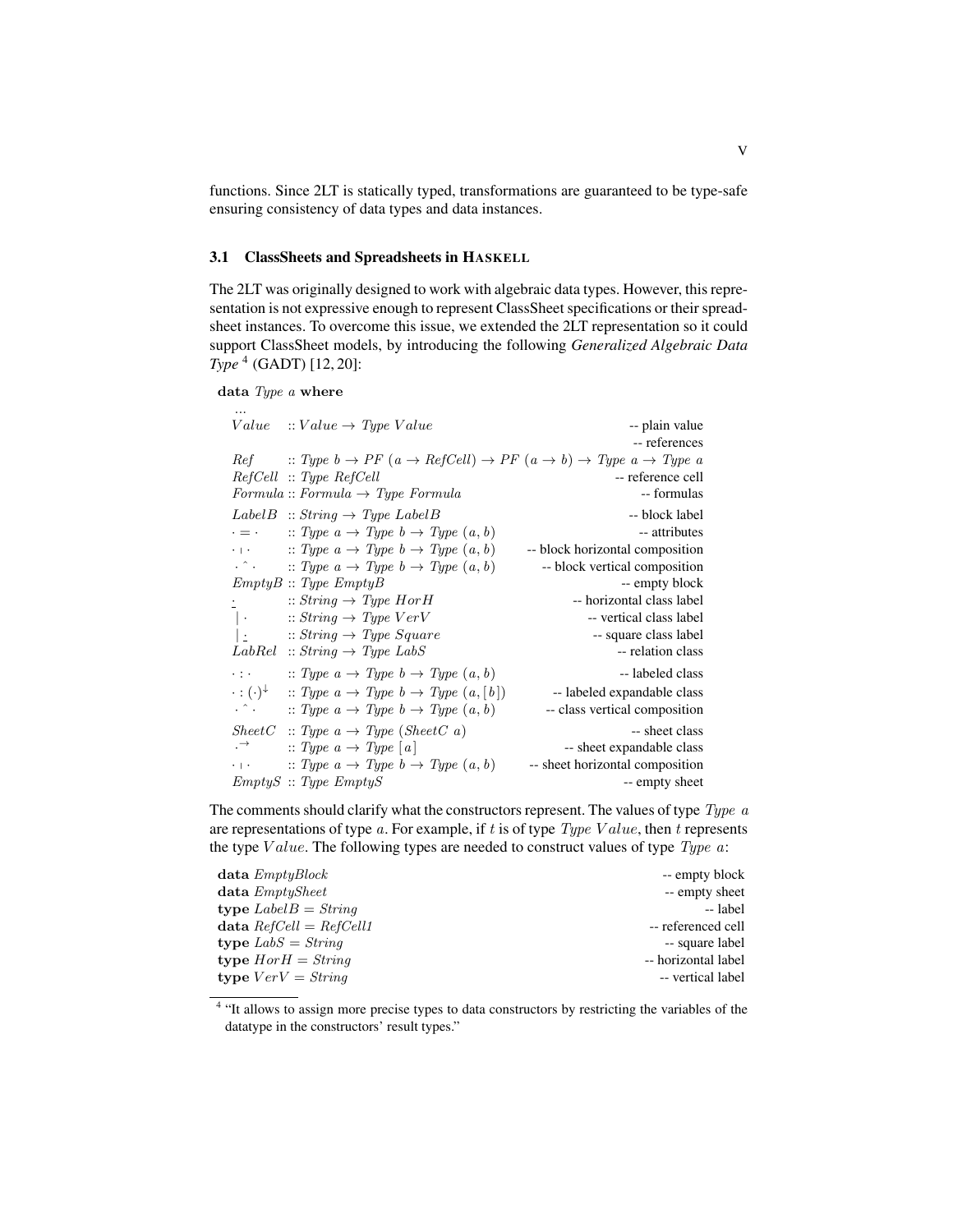functions. Since 2LT is statically typed, transformations are guaranteed to be type-safe ensuring consistency of data types and data instances.

### 3.1 ClassSheets and Spreadsheets in HASKELL

The 2LT was originally designed to work with algebraic data types. However, this representation is not expressive enough to represent ClassSheet specifications or their spreadsheet instances. To overcome this issue, we extended the 2LT representation so it could support ClassSheet models, by introducing the following *Generalized Algebraic Data Type* [4] (GADT) [12, 20]:

```
data Type a where
  ...
  Value   :: Value → Type Value                                        -- plain value
                                                                        -- references
  Ref     :: Type b → PF (a → RefCell) → PF (a → b) → Type a → Type a
  RefCell :: Type RefCell                                              -- reference cell
  Formula :: Formula → Type Formula                                    -- formulas
  LabelB  :: String → Type LabelB                                      -- block label
  · = ·   :: Type a → Type b → Type (a, b)                             -- attributes
  · | ·   :: Type a → Type b → Type (a, b)              -- block horizontal composition
  · ^ ·   :: Type a → Type b → Type (a, b)                -- block vertical composition
  EmptyB  :: Type EmptyB                                               -- empty block
  ·       :: String → Type HorH                                -- horizontal class label
  | ·     :: String → Type VerV                                  -- vertical class label
  | ·     :: String → Type Square                                  -- square class label
  LabRel  :: String → Type LabS                                        -- relation class
  · : ·   :: Type a → Type b → Type (a, b)                            -- labeled class
  · : (·)↓ :: Type a → Type b → Type (a, [b])              -- labeled expandable class
  · ^ ·   :: Type a → Type b → Type (a, b)                -- class vertical composition
  SheetC  :: Type a → Type (SheetC a)                                   -- sheet class
  ·→      :: Type a → Type [a]                                -- sheet expandable class
  · | ·   :: Type a → Type b → Type (a, b)              -- sheet horizontal composition
  EmptyS  :: Type EmptyS                                               -- empty sheet
```

The comments should clarify what the constructors represent. The values of type $Type\ a$ are representations of type $a$. For example, if $t$ is of type $Type\ Value$, then $t$ represents the type $Value$. The following types are needed to construct values of type $Type\ a$:

```
data EmptyBlock                                    -- empty block
data EmptySheet                                    -- empty sheet
type LabelB = String                               -- label
data RefCell = RefCell1                            -- referenced cell
type LabS = String                                 -- square label
type HorH = String                                 -- horizontal label
type VerV = String                                 -- vertical label
```

[4] "It allows to assign more precise types to data constructors by restricting the variables of the datatype in the constructors' result types."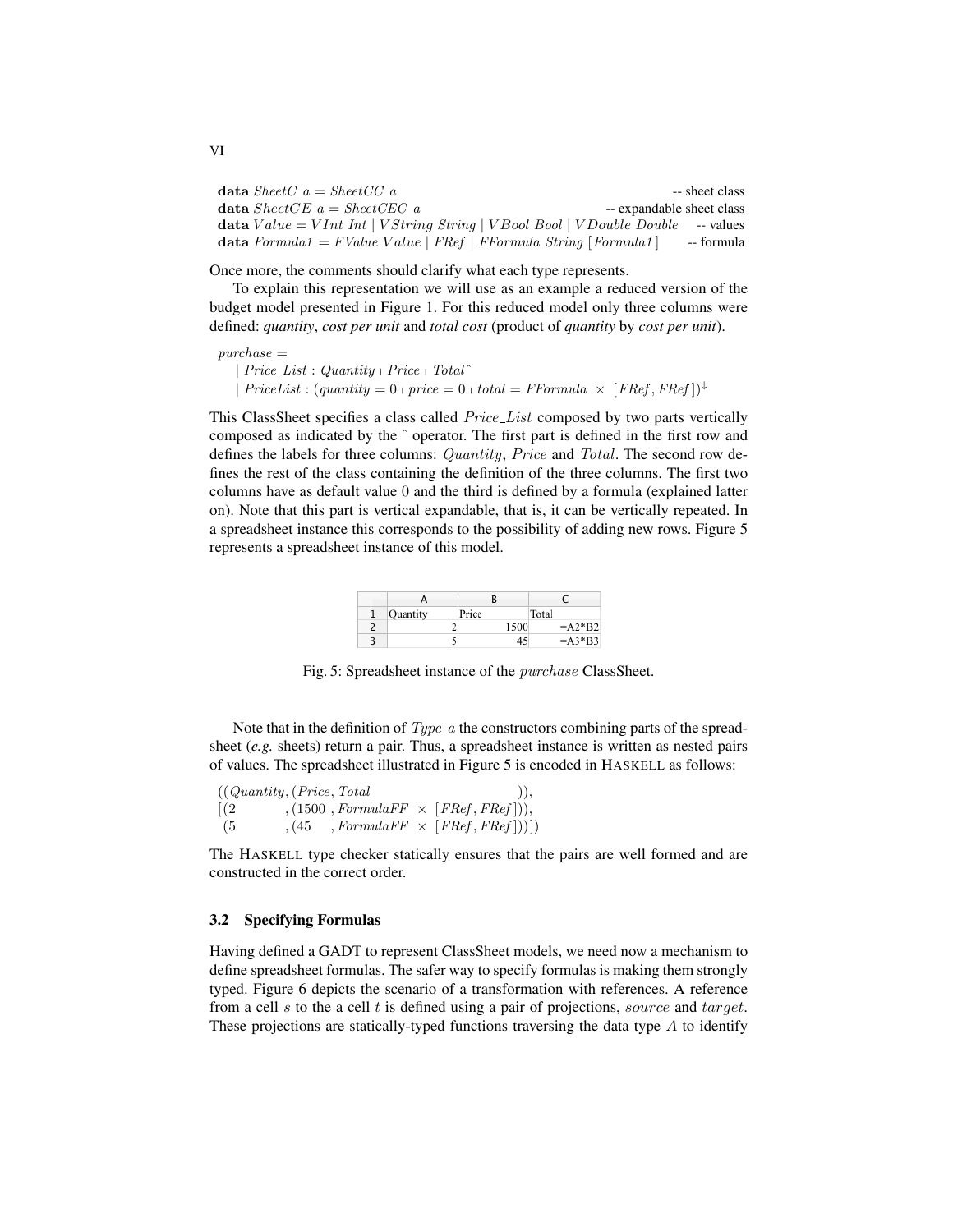```haskell
data SheetC a = SheetCC a                                              -- sheet class
data SheetCE a = SheetCEC a                                            -- expandable sheet class
data Value = VInt Int | VString String | VBool Bool | VDouble Double   -- values
data Formula1 = FValue Value | FRef | FFormula String [Formula1]       -- formula
```

Once more, the comments should clarify what each type represents.

To explain this representation we will use as an example a reduced version of the budget model presented in Figure 1. For this reduced model only three columns were defined: ***quantity***, ***cost per unit*** and ***total cost*** (product of ***quantity*** by ***cost per unit***).

$$
\begin{array}{l}
purchase = \\
\quad |\ Price\_List : Quantity \mid Price \mid Total^{\wedge} \\
\quad |\ PriceList : (quantity = 0 \mid price = 0 \mid total = FFormula\ \times\ [FRef, FRef])^{\downarrow}
\end{array}
$$

This ClassSheet specifies a class called $Price\_List$ composed by two parts vertically composed as indicated by the ˆ operator. The first part is defined in the first row and defines the labels for three columns: $Quantity$, $Price$ and $Total$. The second row defines the rest of the class containing the definition of the three columns. The first two columns have as default value $0$ and the third is defined by a formula (explained latter on). Note that this part is vertical expandable, that is, it can be vertically repeated. In a spreadsheet instance this corresponds to the possibility of adding new rows. Figure 5 represents a spreadsheet instance of this model.

|   | A | B | C |
|---|---|---|---|
| 1 | Quantity | Price | Total |
| 2 | 2 | 1500 | =A2*B2 |
| 3 | 5 | 45 | =A3*B3 |

Fig. 5: Spreadsheet instance of the $purchase$ ClassSheet.

Note that in the definition of $Type\ a$ the constructors combining parts of the spreadsheet (*e.g.* sheets) return a pair. Thus, a spreadsheet instance is written as nested pairs of values. The spreadsheet illustrated in Figure 5 is encoded in HASKELL as follows:

```haskell
((Quantity, (Price, Total                        )),
[(2        , (1500 , FormulaFF × [FRef, FRef])),
 (5        , (45   , FormulaFF × [FRef, FRef]))])
```

The HASKELL type checker statically ensures that the pairs are well formed and are constructed in the correct order.

### 3.2 Specifying Formulas

Having defined a GADT to represent ClassSheet models, we need now a mechanism to define spreadsheet formulas. The safer way to specify formulas is making them strongly typed. Figure 6 depicts the scenario of a transformation with references. A reference from a cell $s$ to the a cell $t$ is defined using a pair of projections, $source$ and $target$. These projections are statically-typed functions traversing the data type $A$ to identify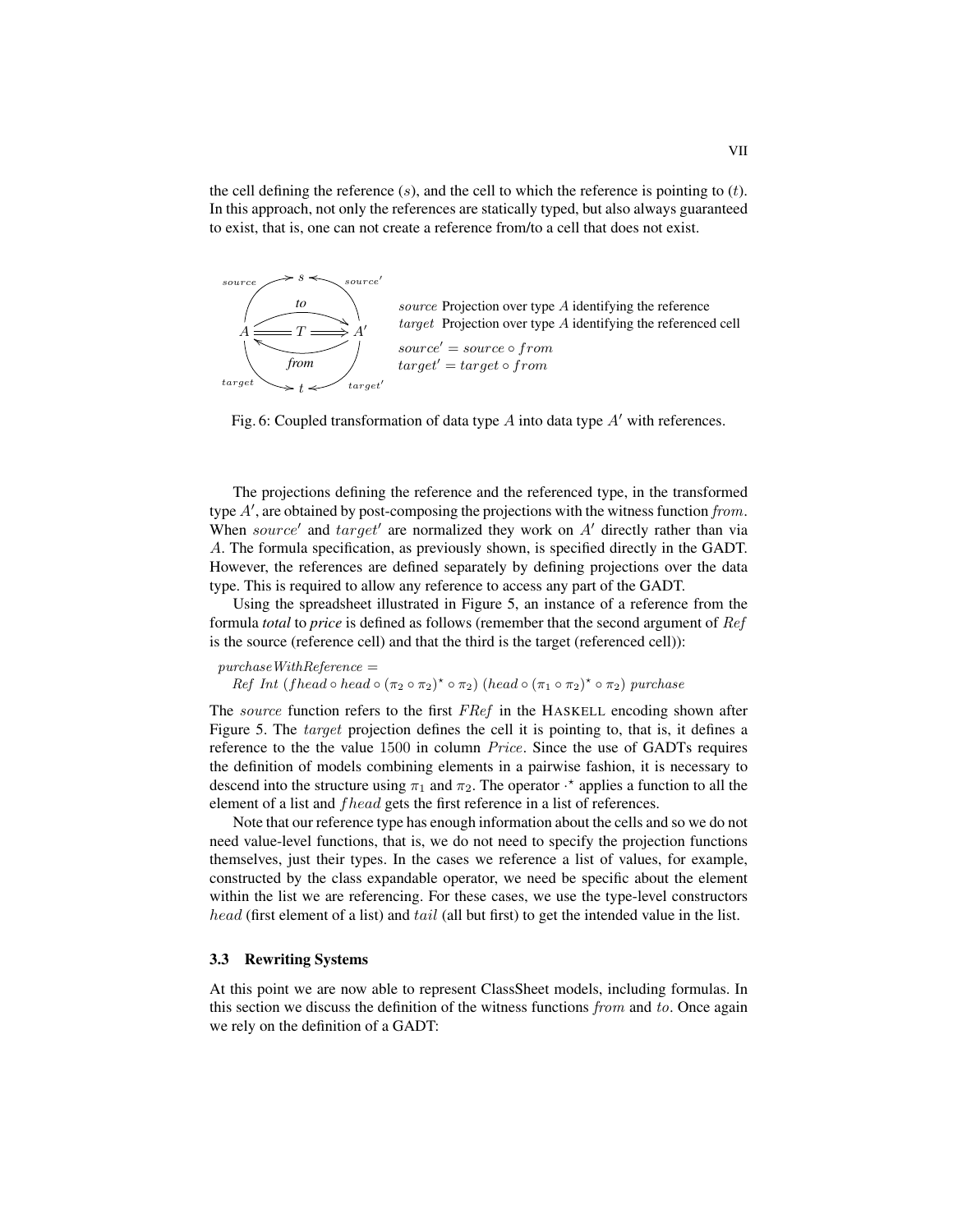the cell defining the reference ($s$), and the cell to which the reference is pointing to ($t$). In this approach, not only the references are statically typed, but also always guaranteed to exist, that is, one can not create a reference from/to a cell that does not exist.

$source$ Projection over type $A$ identifying the reference
$target$ Projection over type $A$ identifying the referenced cell

$source' = source \circ from$
$target' = target \circ from$

Fig. 6: Coupled transformation of data type $A$ into data type $A'$ with references.

The projections defining the reference and the referenced type, in the transformed type $A'$, are obtained by post-composing the projections with the witness function $from$. When $source'$ and $target'$ are normalized they work on $A'$ directly rather than via $A$. The formula specification, as previously shown, is specified directly in the GADT. However, the references are defined separately by defining projections over the data type. This is required to allow any reference to access any part of the GADT.

Using the spreadsheet illustrated in Figure 5, an instance of a reference from the formula ***total*** to ***price*** is defined as follows (remember that the second argument of $Ref$ is the source (reference cell) and that the third is the target (referenced cell)):

$$purchaseWithReference =$$
$$Ref\ Int\ (fhead \circ head \circ (\pi_2 \circ \pi_2)^\star \circ \pi_2)\ (head \circ (\pi_1 \circ \pi_2)^\star \circ \pi_2)\ purchase$$

The $source$ function refers to the first $FRef$ in the HASKELL encoding shown after Figure 5. The $target$ projection defines the cell it is pointing to, that is, it defines a reference to the the value $1500$ in column $Price$. Since the use of GADTs requires the definition of models combining elements in a pairwise fashion, it is necessary to descend into the structure using $\pi_1$ and $\pi_2$. The operator $\cdot^\star$ applies a function to all the element of a list and $fhead$ gets the first reference in a list of references.

Note that our reference type has enough information about the cells and so we do not need value-level functions, that is, we do not need to specify the projection functions themselves, just their types. In the cases we reference a list of values, for example, constructed by the class expandable operator, we need be specific about the element within the list we are referencing. For these cases, we use the type-level constructors $head$ (first element of a list) and $tail$ (all but first) to get the intended value in the list.

### 3.3 Rewriting Systems

At this point we are now able to represent ClassSheet models, including formulas. In this section we discuss the definition of the witness functions $from$ and $to$. Once again we rely on the definition of a GADT: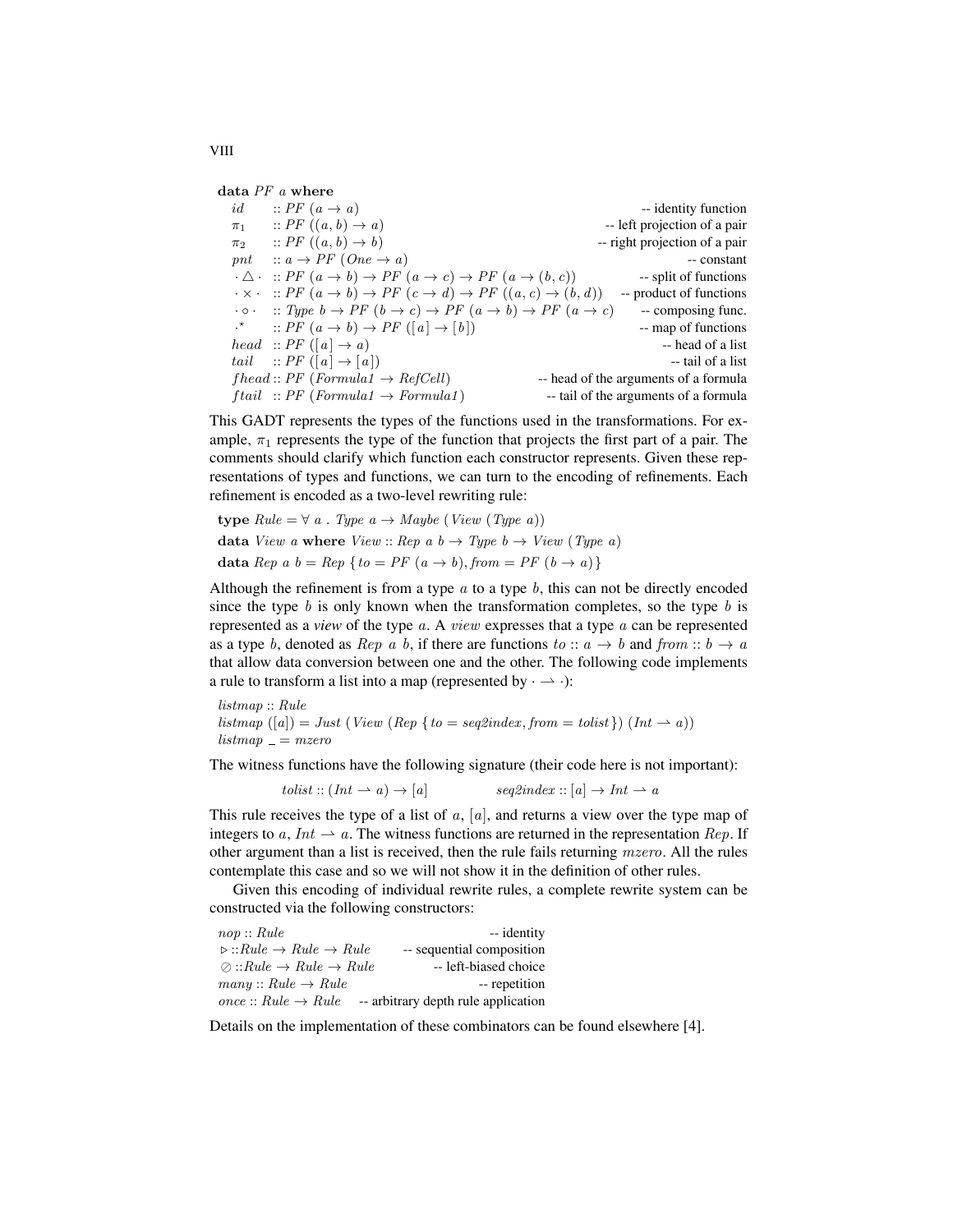```
data PF a where
  id     :: PF (a → a)                                   -- identity function
  π1     :: PF ((a, b) → a)                              -- left projection of a pair
  π2     :: PF ((a, b) → b)                              -- right projection of a pair
  pnt    :: a → PF (One → a)                             -- constant
  · △ ·  :: PF (a → b) → PF (a → c) → PF (a → (b, c))    -- split of functions
  · × ·  :: PF (a → b) → PF (c → d) → PF ((a, c) → (b, d))   -- product of functions
  · ◦ ·  :: Type b → PF (b → c) → PF (a → b) → PF (a → c)    -- composing func.
  ·⋆     :: PF (a → b) → PF ([a] → [b])                  -- map of functions
  head   :: PF ([a] → a)                                 -- head of a list
  tail   :: PF ([a] → [a])                               -- tail of a list
  fhead  :: PF (Formula1 → RefCell)                      -- head of the arguments of a formula
  ftail  :: PF (Formula1 → Formula1)                     -- tail of the arguments of a formula
```

This GADT represents the types of the functions used in the transformations. For example, $\pi_1$ represents the type of the function that projects the first part of a pair. The comments should clarify which function each constructor represents. Given these representations of types and functions, we can turn to the encoding of refinements. Each refinement is encoded as a two-level rewriting rule:

```
type Rule = ∀ a . Type a → Maybe (View (Type a))
data View a where View :: Rep a b → Type b → View (Type a)
data Rep a b = Rep {to = PF (a → b), from = PF (b → a)}
```

Although the refinement is from a type $a$ to a type $b$, this can not be directly encoded since the type $b$ is only known when the transformation completes, so the type $b$ is represented as a ***view*** of the type $a$. A *view* expresses that a type $a$ can be represented as a type $b$, denoted as $Rep\ a\ b$, if there are functions $to :: a \rightarrow b$ and $from :: b \rightarrow a$ that allow data conversion between one and the other. The following code implements a rule to transform a list into a map (represented by $\cdot \rightharpoonup \cdot$):

```
listmap :: Rule
listmap ([a]) = Just (View (Rep {to = seq2index, from = tolist}) (Int ⇀ a))
listmap _ = mzero
```

The witness functions have the following signature (their code here is not important):

$$tolist :: (Int \rightharpoonup a) \rightarrow [a] \qquad\qquad seq2index :: [a] \rightarrow Int \rightharpoonup a$$

This rule receives the type of a list of $a$, $[a]$, and returns a view over the type map of integers to $a$, $Int \rightharpoonup a$. The witness functions are returned in the representation $Rep$. If other argument than a list is received, then the rule fails returning $mzero$. All the rules contemplate this case and so we will not show it in the definition of other rules.

Given this encoding of individual rewrite rules, a complete rewrite system can be constructed via the following constructors:

```
nop :: Rule                    -- identity
▷ :: Rule → Rule → Rule        -- sequential composition
⊘ :: Rule → Rule → Rule        -- left-biased choice
many :: Rule → Rule            -- repetition
once :: Rule → Rule            -- arbitrary depth rule application
```

Details on the implementation of these combinators can be found elsewhere [4].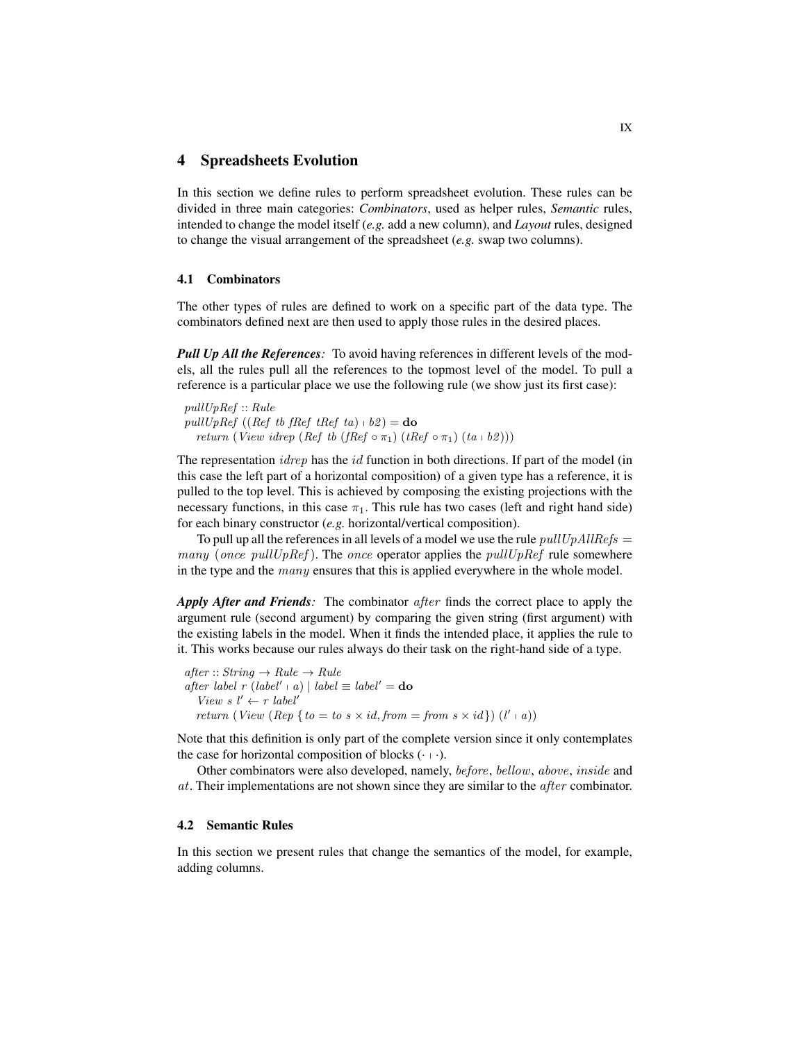## 4 Spreadsheets Evolution

In this section we define rules to perform spreadsheet evolution. These rules can be divided in three main categories: ***Combinators***, used as helper rules, ***Semantic*** rules, intended to change the model itself (*e.g.* add a new column), and ***Layout*** rules, designed to change the visual arrangement of the spreadsheet (*e.g.* swap two columns).

### 4.1 Combinators

The other types of rules are defined to work on a specific part of the data type. The combinators defined next are then used to apply those rules in the desired places.

***Pull Up All the References:*** To avoid having references in different levels of the models, all the rules pull all the references to the topmost level of the model. To pull a reference is a particular place we use the following rule (we show just its first case):

```
pullUpRef :: Rule
pullUpRef ((Ref tb fRef tRef ta) ⫿ b2) = do
    return (View idrep (Ref tb (fRef ∘ π1) (tRef ∘ π1) (ta ⫿ b2)))
```

The representation $idrep$ has the $id$ function in both directions. If part of the model (in this case the left part of a horizontal composition) of a given type has a reference, it is pulled to the top level. This is achieved by composing the existing projections with the necessary functions, in this case $\pi_1$. This rule has two cases (left and right hand side) for each binary constructor (*e.g.* horizontal/vertical composition).

To pull up all the references in all levels of a model we use the rule $pullUpAllRefs = many\ (once\ pullUpRef)$. The $once$ operator applies the $pullUpRef$ rule somewhere in the type and the $many$ ensures that this is applied everywhere in the whole model.

***Apply After and Friends:*** The combinator $after$ finds the correct place to apply the argument rule (second argument) by comparing the given string (first argument) with the existing labels in the model. When it finds the intended place, it applies the rule to it. This works because our rules always do their task on the right-hand side of a type.

```
after :: String → Rule → Rule
after label r (label' ⫿ a) | label ≡ label' = do
    View s l' ← r label'
    return (View (Rep {to = to s × id, from = from s × id}) (l' ⫿ a))
```

Note that this definition is only part of the complete version since it only contemplates the case for horizontal composition of blocks $(\cdot \mid \cdot)$.

Other combinators were also developed, namely, $before$, $bellow$, $above$, $inside$ and $at$. Their implementations are not shown since they are similar to the $after$ combinator.

### 4.2 Semantic Rules

In this section we present rules that change the semantics of the model, for example, adding columns.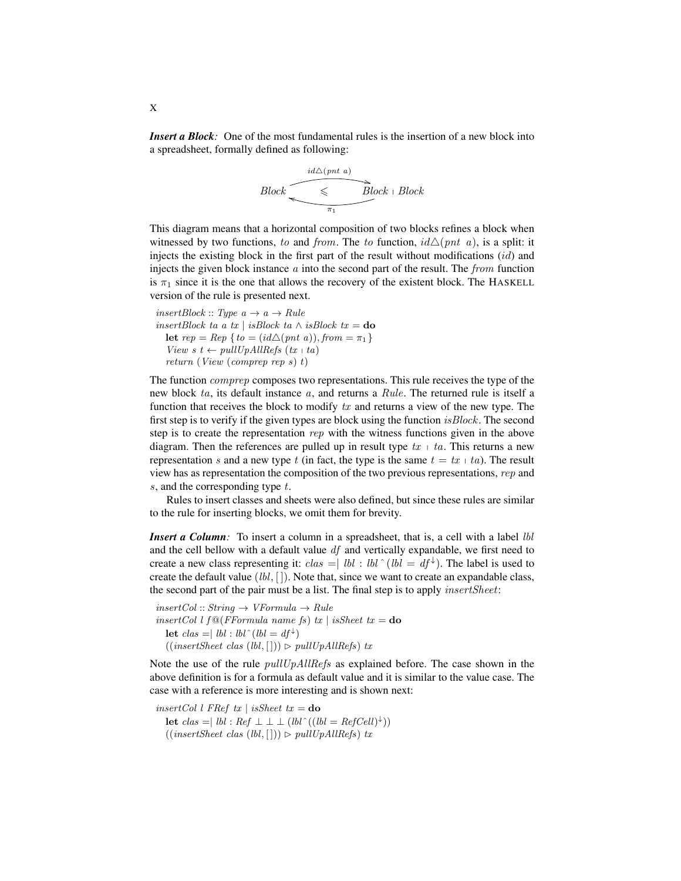***Insert a Block**:* One of the most fundamental rules is the insertion of a new block into a spreadsheet, formally defined as following:

$$\mathit{Block} \underset{\pi_1}{\overset{id \triangle (pnt\ a)}{\leqslant}} \mathit{Block} \mid \mathit{Block}$$

This diagram means that a horizontal composition of two blocks refines a block when witnessed by two functions, *to* and *from*. The *to* function, $id \triangle (pnt\ a)$, is a split: it injects the existing block in the first part of the result without modifications ($id$) and injects the given block instance $a$ into the second part of the result. The *from* function is $\pi_1$ since it is the one that allows the recovery of the existent block. The HASKELL version of the rule is presented next.

```
insertBlock :: Type a → a → Rule
insertBlock ta a tx | isBlock ta ∧ isBlock tx = do
  let rep = Rep { to = (id△(pnt a)), from = π1 }
  View s t ← pullUpAllRefs (tx | ta)
  return (View (comprep rep s) t)
```

The function *comprep* composes two representations. This rule receives the type of the new block $ta$, its default instance $a$, and returns a *Rule*. The returned rule is itself a function that receives the block to modify $tx$ and returns a view of the new type. The first step is to verify if the given types are block using the function *isBlock*. The second step is to create the representation *rep* with the witness functions given in the above diagram. Then the references are pulled up in result type $tx \mid ta$. This returns a new representation $s$ and a new type $t$ (in fact, the type is the same $t = tx \mid ta$). The result view has as representation the composition of the two previous representations, *rep* and $s$, and the corresponding type $t$.

Rules to insert classes and sheets were also defined, but since these rules are similar to the rule for inserting blocks, we omit them for brevity.

***Insert a Column**:* To insert a column in a spreadsheet, that is, a cell with a label *lbl* and the cell bellow with a default value $df$ and vertically expandable, we first need to create a new class representing it: $clas = \mid lbl : lbl\,\hat{}\,(lbl = df^{\downarrow})$. The label is used to create the default value $(lbl, [\,])$. Note that, since we want to create an expandable class, the second part of the pair must be a list. The final step is to apply *insertSheet*:

```
insertCol :: String → VFormula → Rule
insertCol l f@(FFormula name fs) tx | isSheet tx = do
  let clas =| lbl : lbl^(lbl = df↓)
  ((insertSheet clas (lbl, [])) ▷ pullUpAllRefs) tx
```

Note the use of the rule *pullUpAllRefs* as explained before. The case shown in the above definition is for a formula as default value and it is similar to the value case. The case with a reference is more interesting and is shown next:

```
insertCol l FRef tx | isSheet tx = do
  let clas =| lbl : Ref ⊥ ⊥ ⊥ (lbl^((lbl = RefCell)↓))
  ((insertSheet clas (lbl, [])) ▷ pullUpAllRefs) tx
```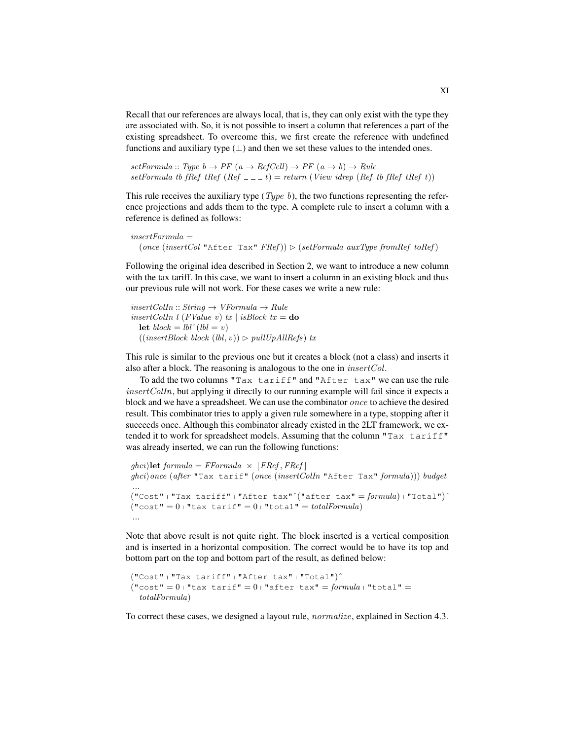Recall that our references are always local, that is, they can only exist with the type they are associated with. So, it is not possible to insert a column that references a part of the existing spreadsheet. To overcome this, we first create the reference with undefined functions and auxiliary type ($\perp$) and then we set these values to the intended ones.

```
setFormula :: Type b → PF (a → RefCell) → PF (a → b) → Rule
setFormula tb fRef tRef (Ref _ _ _ t) = return (View idrep (Ref tb fRef tRef t))
```

This rule receives the auxiliary type (*Type b*), the two functions representing the reference projections and adds them to the type. A complete rule to insert a column with a reference is defined as follows:

```
insertFormula =
  (once (insertCol "After Tax" FRef)) ▷ (setFormula auxType fromRef toRef)
```

Following the original idea described in Section 2, we want to introduce a new column with the tax tariff. In this case, we want to insert a column in an existing block and thus our previous rule will not work. For these cases we write a new rule:

```
insertColIn :: String → VFormula → Rule
insertColIn l (FValue v) tx | isBlock tx = do
  let block = lbl^(lbl = v)
  ((insertBlock block (lbl, v)) ▷ pullUpAllRefs) tx
```

This rule is similar to the previous one but it creates a block (not a class) and inserts it also after a block. The reasoning is analogous to the one in *insertCol*.

To add the two columns "Tax tariff" and "After tax" we can use the rule *insertColIn*, but applying it directly to our running example will fail since it expects a block and we have a spreadsheet. We can use the combinator *once* to achieve the desired result. This combinator tries to apply a given rule somewhere in a type, stopping after it succeeds once. Although this combinator already existed in the 2LT framework, we extended it to work for spreadsheet models. Assuming that the column "Tax tariff" was already inserted, we can run the following functions:

```
ghci⟩let formula = FFormula × [FRef, FRef]
ghci⟩once (after "Tax tarif" (once (insertColIn "After Tax" formula))) budget
...
("Cost" | "Tax tariff" | "After tax"^("after tax" = formula) | "Total")^
("cost" = 0 | "tax tarif" = 0 | "total" = totalFormula)
...
```

Note that above result is not quite right. The block inserted is a vertical composition and is inserted in a horizontal composition. The correct would be to have its top and bottom part on the top and bottom part of the result, as defined below:

```
("Cost" | "Tax tariff" | "After tax" | "Total")^
("cost" = 0 | "tax tarif" = 0 | "after tax" = formula | "total" =
  totalFormula)
```

To correct these cases, we designed a layout rule, *normalize*, explained in Section 4.3.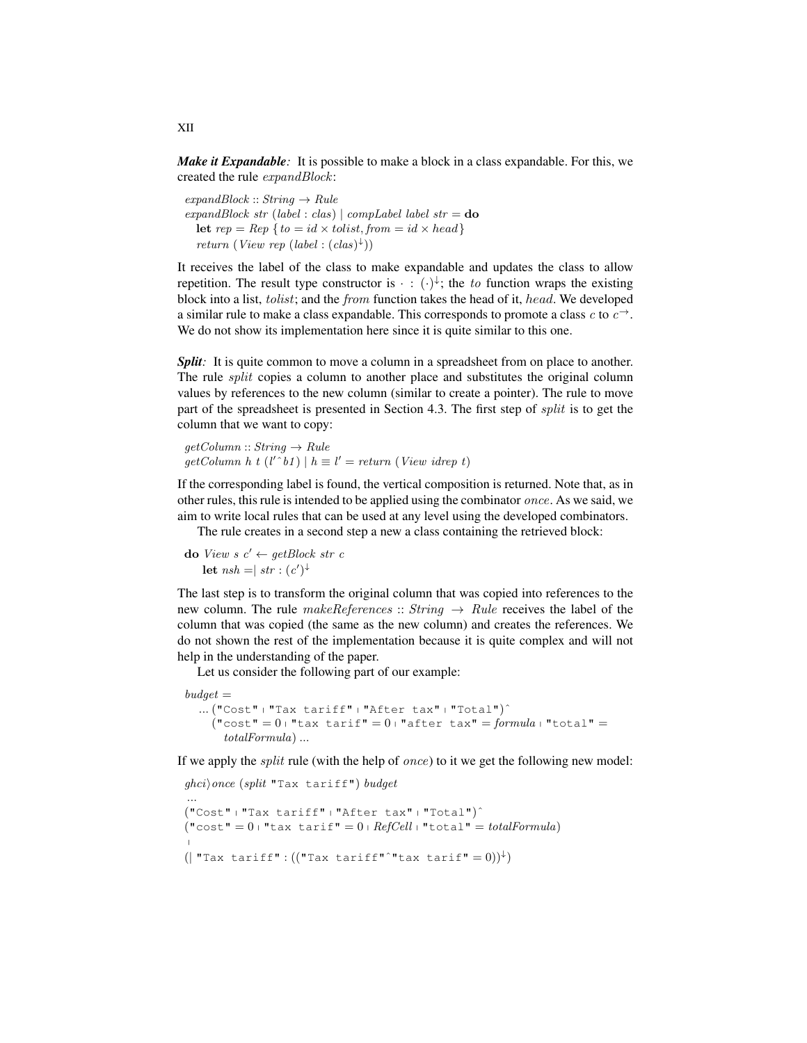***Make it Expandable:*** It is possible to make a block in a class expandable. For this, we created the rule *expandBlock*:

$$
\begin{array}{l}
\mathit{expandBlock} :: \mathit{String} \rightarrow \mathit{Rule} \\
\mathit{expandBlock}\ \mathit{str}\ (\mathit{label} : \mathit{clas}) \mid \mathit{compLabel}\ \mathit{label}\ \mathit{str} = \mathbf{do} \\
\quad \mathbf{let}\ \mathit{rep} = \mathit{Rep}\ \{\mathit{to} = \mathit{id} \times \mathit{tolist}, \mathit{from} = \mathit{id} \times \mathit{head}\} \\
\quad \mathit{return}\ (\mathit{View}\ \mathit{rep}\ (\mathit{label} : (\mathit{clas})^{\downarrow}))
\end{array}
$$

It receives the label of the class to make expandable and updates the class to allow repetition. The result type constructor is $\cdot : (\cdot)^{\downarrow}$; the *to* function wraps the existing block into a list, *tolist*; and the *from* function takes the head of it, *head*. We developed a similar rule to make a class expandable. This corresponds to promote a class $c$ to $c^{\rightarrow}$. We do not show its implementation here since it is quite similar to this one.

***Split:*** It is quite common to move a column in a spreadsheet from on place to another. The rule *split* copies a column to another place and substitutes the original column values by references to the new column (similar to create a pointer). The rule to move part of the spreadsheet is presented in Section 4.3. The first step of *split* is to get the column that we want to copy:

$$
\begin{array}{l}
\mathit{getColumn} :: \mathit{String} \rightarrow \mathit{Rule} \\
\mathit{getColumn}\ h\ t\ (l' \hat{}\ b1) \mid h \equiv l' = \mathit{return}\ (\mathit{View}\ \mathit{idrep}\ t)
\end{array}
$$

If the corresponding label is found, the vertical composition is returned. Note that, as in other rules, this rule is intended to be applied using the combinator *once*. As we said, we aim to write local rules that can be used at any level using the developed combinators.

The rule creates in a second step a new a class containing the retrieved block:

$$
\begin{array}{l}
\mathbf{do}\ \mathit{View}\ s\ c' \leftarrow \mathit{getBlock}\ \mathit{str}\ c \\
\quad \mathbf{let}\ \mathit{nsh} = \mid \mathit{str} : (c')^{\downarrow}
\end{array}
$$

The last step is to transform the original column that was copied into references to the new column. The rule *makeReferences* :: *String* → *Rule* receives the label of the column that was copied (the same as the new column) and creates the references. We do not shown the rest of the implementation because it is quite complex and will not help in the understanding of the paper.

Let us consider the following part of our example:

```
budget =
  ... ("Cost" | "Tax tariff" | "After tax" | "Total")^
    ("cost" = 0 | "tax tarif" = 0 | "after tax" = formula | "total" =
      totalFormula) ...
```

If we apply the *split* rule (with the help of *once*) to it we get the following new model:

```
ghci⟩ once (split "Tax tariff") budget
...
("Cost" | "Tax tariff" | "After tax" | "Total")^
("cost" = 0 | "tax tarif" = 0 | RefCell | "total" = totalFormula)
|
(| "Tax tariff" : (("Tax tariff"^"tax tarif" = 0))↓)
```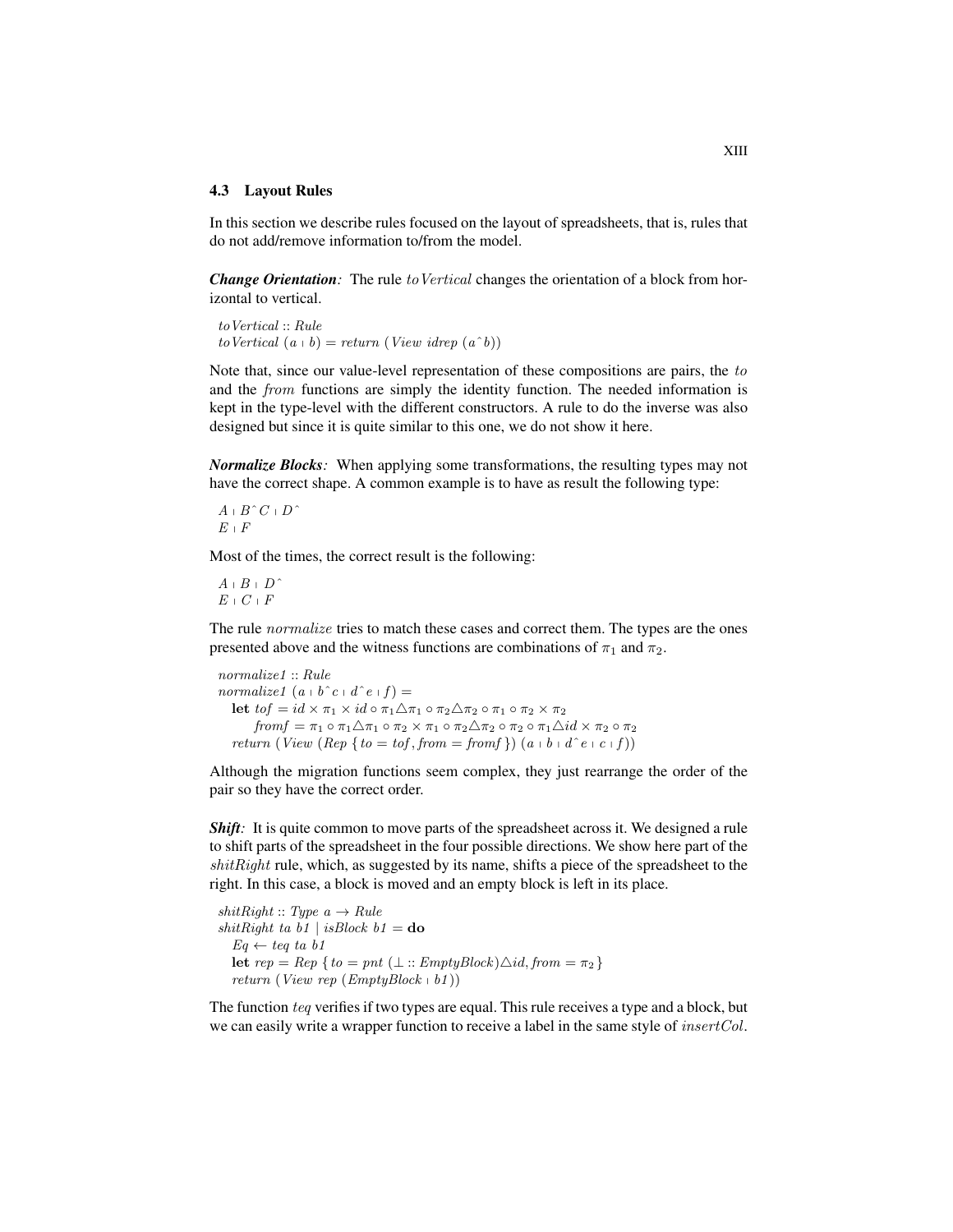### 4.3 Layout Rules

In this section we describe rules focused on the layout of spreadsheets, that is, rules that do not add/remove information to/from the model.

***Change Orientation:*** The rule $toVertical$ changes the orientation of a block from horizontal to vertical.

$$
\begin{array}{l}
toVertical :: Rule \\
toVertical\ (a \mid b) = return\ (View\ idrep\ (a\,\hat{}\,b))
\end{array}
$$

Note that, since our value-level representation of these compositions are pairs, the $to$ and the $from$ functions are simply the identity function. The needed information is kept in the type-level with the different constructors. A rule to do the inverse was also designed but since it is quite similar to this one, we do not show it here.

***Normalize Blocks:*** When applying some transformations, the resulting types may not have the correct shape. A common example is to have as result the following type:

$$
\begin{array}{l}
A \mid B\,\hat{}\,C \mid D\,\hat{} \\
E \mid F
\end{array}
$$

Most of the times, the correct result is the following:

$$
\begin{array}{l}
A \mid B \mid D\,\hat{} \\
E \mid C \mid F
\end{array}
$$

The rule $normalize$ tries to match these cases and correct them. The types are the ones presented above and the witness functions are combinations of $\pi_1$ and $\pi_2$.

$$
\begin{array}{l}
normalize1 :: Rule \\
normalize1\ (a \mid b\,\hat{}\,c \mid d\,\hat{}\,e \mid f) = \\
\quad \mathbf{let}\ tof = id \times \pi_1 \times id \circ \pi_1 \triangle \pi_1 \circ \pi_2 \triangle \pi_2 \circ \pi_1 \circ \pi_2 \times \pi_2 \\
\quad\quad\ \ fromf = \pi_1 \circ \pi_1 \triangle \pi_1 \circ \pi_2 \times \pi_1 \circ \pi_2 \triangle \pi_2 \circ \pi_2 \circ \pi_1 \triangle id \times \pi_2 \circ \pi_2 \\
\quad return\ (View\ (Rep\ \{to = tof, from = fromf\})\ (a \mid b \mid d\,\hat{}\,e \mid c \mid f))
\end{array}
$$

Although the migration functions seem complex, they just rearrange the order of the pair so they have the correct order.

***Shift:*** It is quite common to move parts of the spreadsheet across it. We designed a rule to shift parts of the spreadsheet in the four possible directions. We show here part of the $shitRight$ rule, which, as suggested by its name, shifts a piece of the spreadsheet to the right. In this case, a block is moved and an empty block is left in its place.

$$
\begin{array}{l}
shitRight :: Type\ a \to Rule \\
shitRight\ ta\ b1 \mid isBlock\ b1 = \mathbf{do} \\
\quad Eq \leftarrow teq\ ta\ b1 \\
\quad \mathbf{let}\ rep = Rep\ \{to = pnt\ (\bot :: EmptyBlock) \triangle id, from = \pi_2\} \\
\quad return\ (View\ rep\ (EmptyBlock \mid b1))
\end{array}
$$

The function $teq$ verifies if two types are equal. This rule receives a type and a block, but we can easily write a wrapper function to receive a label in the same style of $insertCol$.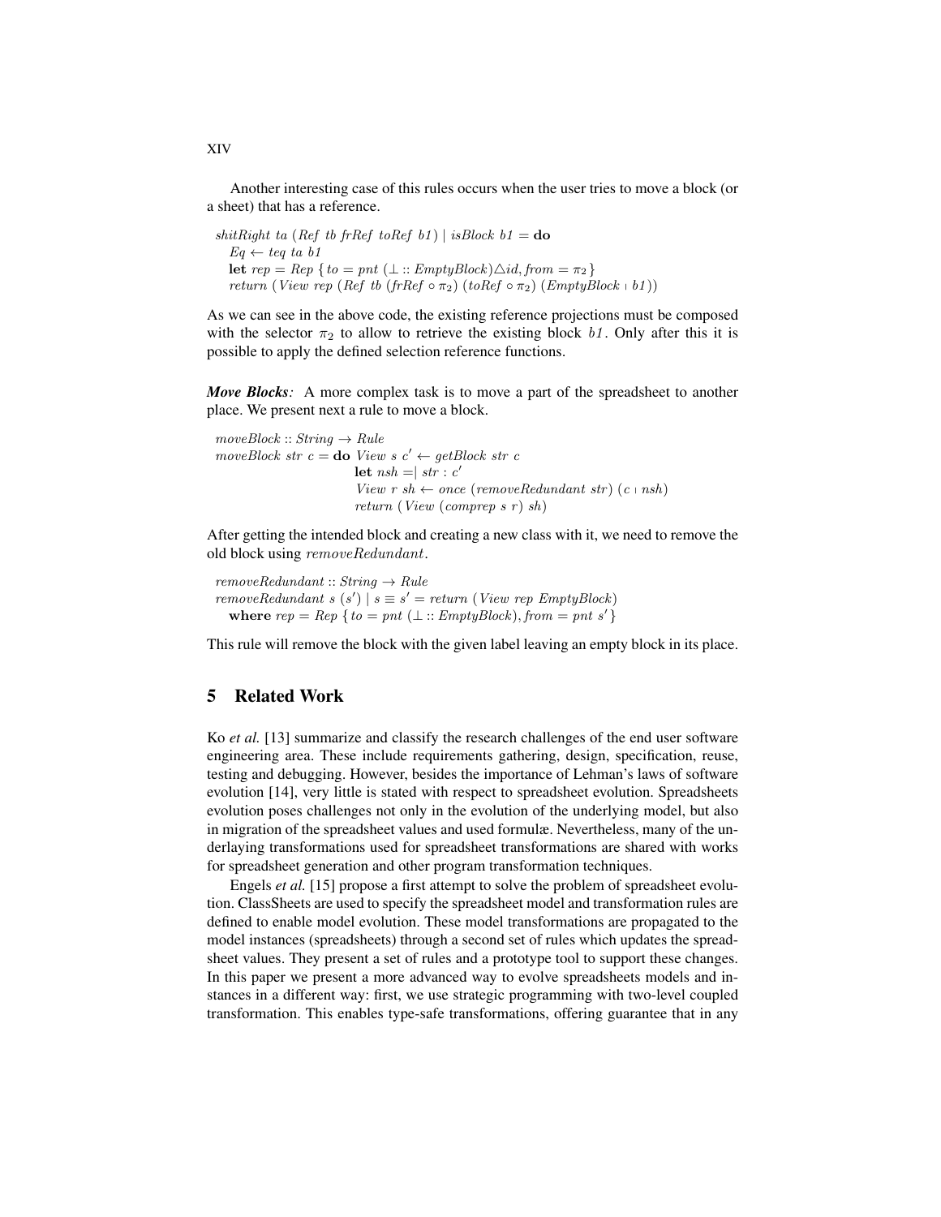Another interesting case of this rules occurs when the user tries to move a block (or a sheet) that has a reference.

$$
\begin{array}{l}
\mathit{shitRight}\ \mathit{ta}\ (\mathit{Ref}\ \mathit{tb}\ \mathit{frRef}\ \mathit{toRef}\ \mathit{b1}) \mid \mathit{isBlock}\ \mathit{b1} = \mathbf{do} \\
\quad \mathit{Eq} \leftarrow \mathit{teq}\ \mathit{ta}\ \mathit{b1} \\
\quad \mathbf{let}\ \mathit{rep} = \mathit{Rep}\ \{\mathit{to} = \mathit{pnt}\ (\bot :: \mathit{EmptyBlock}) \triangle \mathit{id}, \mathit{from} = \pi_2\} \\
\quad \mathit{return}\ (\mathit{View}\ \mathit{rep}\ (\mathit{Ref}\ \mathit{tb}\ (\mathit{frRef} \circ \pi_2)\ (\mathit{toRef} \circ \pi_2)\ (\mathit{EmptyBlock} \mid \mathit{b1})))
\end{array}
$$

As we can see in the above code, the existing reference projections must be composed with the selector $\pi_2$ to allow to retrieve the existing block *b1*. Only after this it is possible to apply the defined selection reference functions.

***Move Blocks**:* A more complex task is to move a part of the spreadsheet to another place. We present next a rule to move a block.

$$
\begin{array}{l}
\mathit{moveBlock} :: \mathit{String} \rightarrow \mathit{Rule} \\
\mathit{moveBlock}\ \mathit{str}\ c = \mathbf{do}\ \mathit{View}\ s\ c' \leftarrow \mathit{getBlock}\ \mathit{str}\ c \\
\qquad\qquad\qquad\qquad \mathbf{let}\ \mathit{nsh} = \mid \mathit{str} : c' \\
\qquad\qquad\qquad\qquad \mathit{View}\ r\ \mathit{sh} \leftarrow \mathit{once}\ (\mathit{removeRedundant}\ \mathit{str})\ (c \mid \mathit{nsh}) \\
\qquad\qquad\qquad\qquad \mathit{return}\ (\mathit{View}\ (\mathit{comprep}\ s\ r)\ \mathit{sh})
\end{array}
$$

After getting the intended block and creating a new class with it, we need to remove the old block using $\mathit{removeRedundant}$.

$$
\begin{array}{l}
\mathit{removeRedundant} :: \mathit{String} \rightarrow \mathit{Rule} \\
\mathit{removeRedundant}\ s\ (s') \mid s \equiv s' = \mathit{return}\ (\mathit{View}\ \mathit{rep}\ \mathit{EmptyBlock}) \\
\quad \mathbf{where}\ \mathit{rep} = \mathit{Rep}\ \{\mathit{to} = \mathit{pnt}\ (\bot :: \mathit{EmptyBlock}), \mathit{from} = \mathit{pnt}\ s'\}
\end{array}
$$

This rule will remove the block with the given label leaving an empty block in its place.

## 5 Related Work

Ko *et al.* [13] summarize and classify the research challenges of the end user software engineering area. These include requirements gathering, design, specification, reuse, testing and debugging. However, besides the importance of Lehman's laws of software evolution [14], very little is stated with respect to spreadsheet evolution. Spreadsheets evolution poses challenges not only in the evolution of the underlying model, but also in migration of the spreadsheet values and used formulæ. Nevertheless, many of the underlaying transformations used for spreadsheet transformations are shared with works for spreadsheet generation and other program transformation techniques.

Engels *et al.* [15] propose a first attempt to solve the problem of spreadsheet evolution. ClassSheets are used to specify the spreadsheet model and transformation rules are defined to enable model evolution. These model transformations are propagated to the model instances (spreadsheets) through a second set of rules which updates the spreadsheet values. They present a set of rules and a prototype tool to support these changes. In this paper we present a more advanced way to evolve spreadsheets models and instances in a different way: first, we use strategic programming with two-level coupled transformation. This enables type-safe transformations, offering guarantee that in any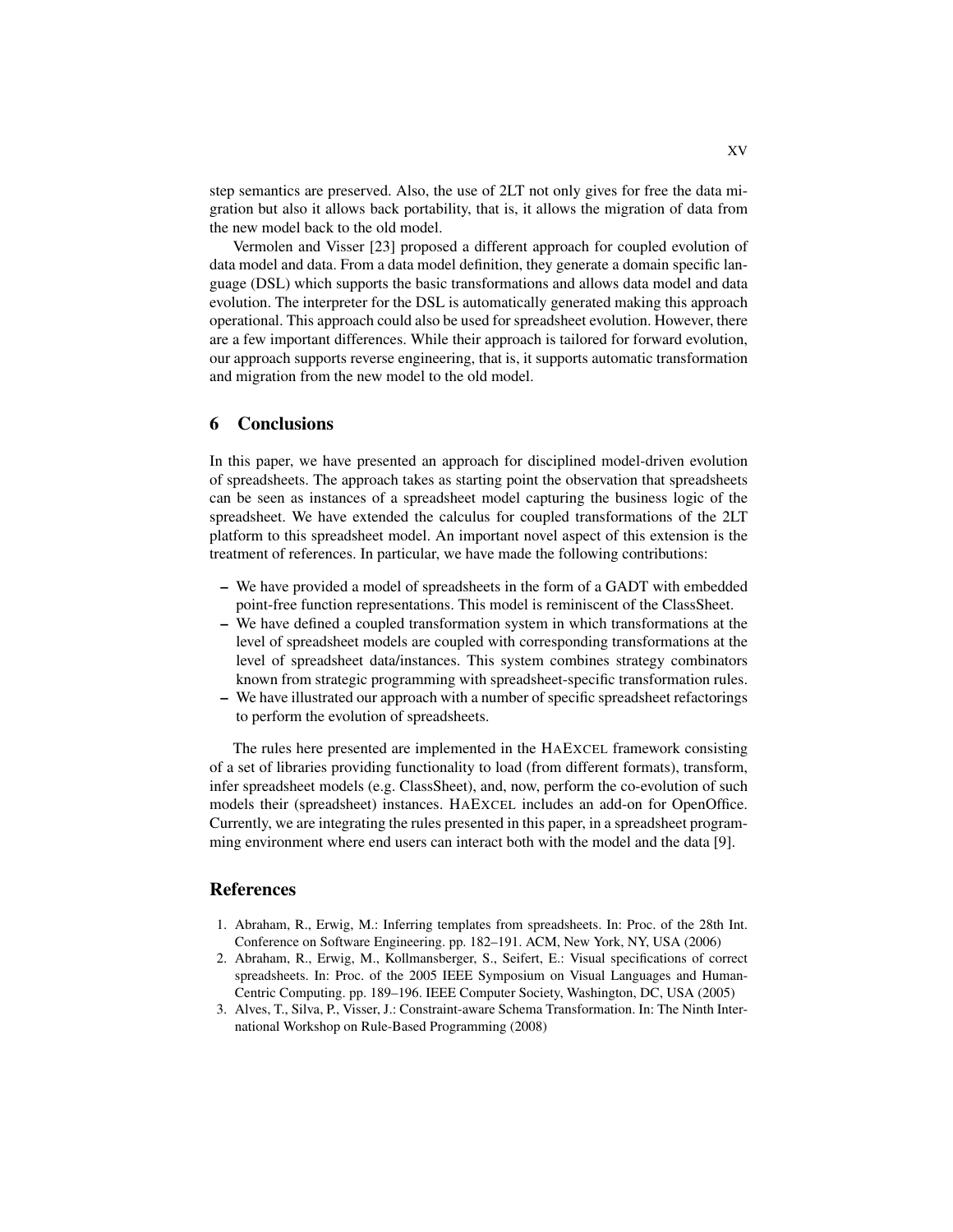step semantics are preserved. Also, the use of 2LT not only gives for free the data migration but also it allows back portability, that is, it allows the migration of data from the new model back to the old model.

Vermolen and Visser [23] proposed a different approach for coupled evolution of data model and data. From a data model definition, they generate a domain specific language (DSL) which supports the basic transformations and allows data model and data evolution. The interpreter for the DSL is automatically generated making this approach operational. This approach could also be used for spreadsheet evolution. However, there are a few important differences. While their approach is tailored for forward evolution, our approach supports reverse engineering, that is, it supports automatic transformation and migration from the new model to the old model.

## 6 Conclusions

In this paper, we have presented an approach for disciplined model-driven evolution of spreadsheets. The approach takes as starting point the observation that spreadsheets can be seen as instances of a spreadsheet model capturing the business logic of the spreadsheet. We have extended the calculus for coupled transformations of the 2LT platform to this spreadsheet model. An important novel aspect of this extension is the treatment of references. In particular, we have made the following contributions:

- We have provided a model of spreadsheets in the form of a GADT with embedded point-free function representations. This model is reminiscent of the ClassSheet.
- We have defined a coupled transformation system in which transformations at the level of spreadsheet models are coupled with corresponding transformations at the level of spreadsheet data/instances. This system combines strategy combinators known from strategic programming with spreadsheet-specific transformation rules.
- We have illustrated our approach with a number of specific spreadsheet refactorings to perform the evolution of spreadsheets.

The rules here presented are implemented in the HaExcel framework consisting of a set of libraries providing functionality to load (from different formats), transform, infer spreadsheet models (e.g. ClassSheet), and, now, perform the co-evolution of such models their (spreadsheet) instances. HaExcel includes an add-on for OpenOffice. Currently, we are integrating the rules presented in this paper, in a spreadsheet programming environment where end users can interact both with the model and the data [9].

## References

1. Abraham, R., Erwig, M.: Inferring templates from spreadsheets. In: Proc. of the 28th Int. Conference on Software Engineering. pp. 182–191. ACM, New York, NY, USA (2006)
2. Abraham, R., Erwig, M., Kollmansberger, S., Seifert, E.: Visual specifications of correct spreadsheets. In: Proc. of the 2005 IEEE Symposium on Visual Languages and Human-Centric Computing. pp. 189–196. IEEE Computer Society, Washington, DC, USA (2005)
3. Alves, T., Silva, P., Visser, J.: Constraint-aware Schema Transformation. In: The Ninth International Workshop on Rule-Based Programming (2008)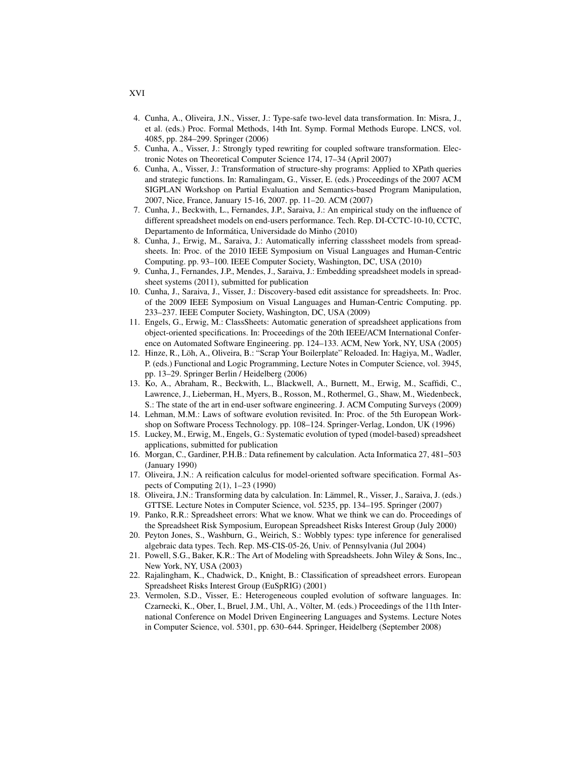4. Cunha, A., Oliveira, J.N., Visser, J.: Type-safe two-level data transformation. In: Misra, J., et al. (eds.) Proc. Formal Methods, 14th Int. Symp. Formal Methods Europe. LNCS, vol. 4085, pp. 284–299. Springer (2006)
5. Cunha, A., Visser, J.: Strongly typed rewriting for coupled software transformation. Electronic Notes on Theoretical Computer Science 174, 17–34 (April 2007)
6. Cunha, A., Visser, J.: Transformation of structure-shy programs: Applied to XPath queries and strategic functions. In: Ramalingam, G., Visser, E. (eds.) Proceedings of the 2007 ACM SIGPLAN Workshop on Partial Evaluation and Semantics-based Program Manipulation, 2007, Nice, France, January 15-16, 2007. pp. 11–20. ACM (2007)
7. Cunha, J., Beckwith, L., Fernandes, J.P., Saraiva, J.: An empirical study on the influence of different spreadsheet models on end-users performance. Tech. Rep. DI-CCTC-10-10, CCTC, Departamento de Informática, Universidade do Minho (2010)
8. Cunha, J., Erwig, M., Saraiva, J.: Automatically inferring classsheet models from spreadsheets. In: Proc. of the 2010 IEEE Symposium on Visual Languages and Human-Centric Computing. pp. 93–100. IEEE Computer Society, Washington, DC, USA (2010)
9. Cunha, J., Fernandes, J.P., Mendes, J., Saraiva, J.: Embedding spreadsheet models in spreadsheet systems (2011), submitted for publication
10. Cunha, J., Saraiva, J., Visser, J.: Discovery-based edit assistance for spreadsheets. In: Proc. of the 2009 IEEE Symposium on Visual Languages and Human-Centric Computing. pp. 233–237. IEEE Computer Society, Washington, DC, USA (2009)
11. Engels, G., Erwig, M.: ClassSheets: Automatic generation of spreadsheet applications from object-oriented specifications. In: Proceedings of the 20th IEEE/ACM International Conference on Automated Software Engineering. pp. 124–133. ACM, New York, NY, USA (2005)
12. Hinze, R., Löh, A., Oliveira, B.: "Scrap Your Boilerplate" Reloaded. In: Hagiya, M., Wadler, P. (eds.) Functional and Logic Programming, Lecture Notes in Computer Science, vol. 3945, pp. 13–29. Springer Berlin / Heidelberg (2006)
13. Ko, A., Abraham, R., Beckwith, L., Blackwell, A., Burnett, M., Erwig, M., Scaffidi, C., Lawrence, J., Lieberman, H., Myers, B., Rosson, M., Rothermel, G., Shaw, M., Wiedenbeck, S.: The state of the art in end-user software engineering. J. ACM Computing Surveys (2009)
14. Lehman, M.M.: Laws of software evolution revisited. In: Proc. of the 5th European Workshop on Software Process Technology. pp. 108–124. Springer-Verlag, London, UK (1996)
15. Luckey, M., Erwig, M., Engels, G.: Systematic evolution of typed (model-based) spreadsheet applications, submitted for publication
16. Morgan, C., Gardiner, P.H.B.: Data refinement by calculation. Acta Informatica 27, 481–503 (January 1990)
17. Oliveira, J.N.: A reification calculus for model-oriented software specification. Formal Aspects of Computing 2(1), 1–23 (1990)
18. Oliveira, J.N.: Transforming data by calculation. In: Lämmel, R., Visser, J., Saraiva, J. (eds.) GTTSE. Lecture Notes in Computer Science, vol. 5235, pp. 134–195. Springer (2007)
19. Panko, R.R.: Spreadsheet errors: What we know. What we think we can do. Proceedings of the Spreadsheet Risk Symposium, European Spreadsheet Risks Interest Group (July 2000)
20. Peyton Jones, S., Washburn, G., Weirich, S.: Wobbly types: type inference for generalised algebraic data types. Tech. Rep. MS-CIS-05-26, Univ. of Pennsylvania (Jul 2004)
21. Powell, S.G., Baker, K.R.: The Art of Modeling with Spreadsheets. John Wiley & Sons, Inc., New York, NY, USA (2003)
22. Rajalingham, K., Chadwick, D., Knight, B.: Classification of spreadsheet errors. European Spreadsheet Risks Interest Group (EuSpRIG) (2001)
23. Vermolen, S.D., Visser, E.: Heterogeneous coupled evolution of software languages. In: Czarnecki, K., Ober, I., Bruel, J.M., Uhl, A., Völter, M. (eds.) Proceedings of the 11th International Conference on Model Driven Engineering Languages and Systems. Lecture Notes in Computer Science, vol. 5301, pp. 630–644. Springer, Heidelberg (September 2008)